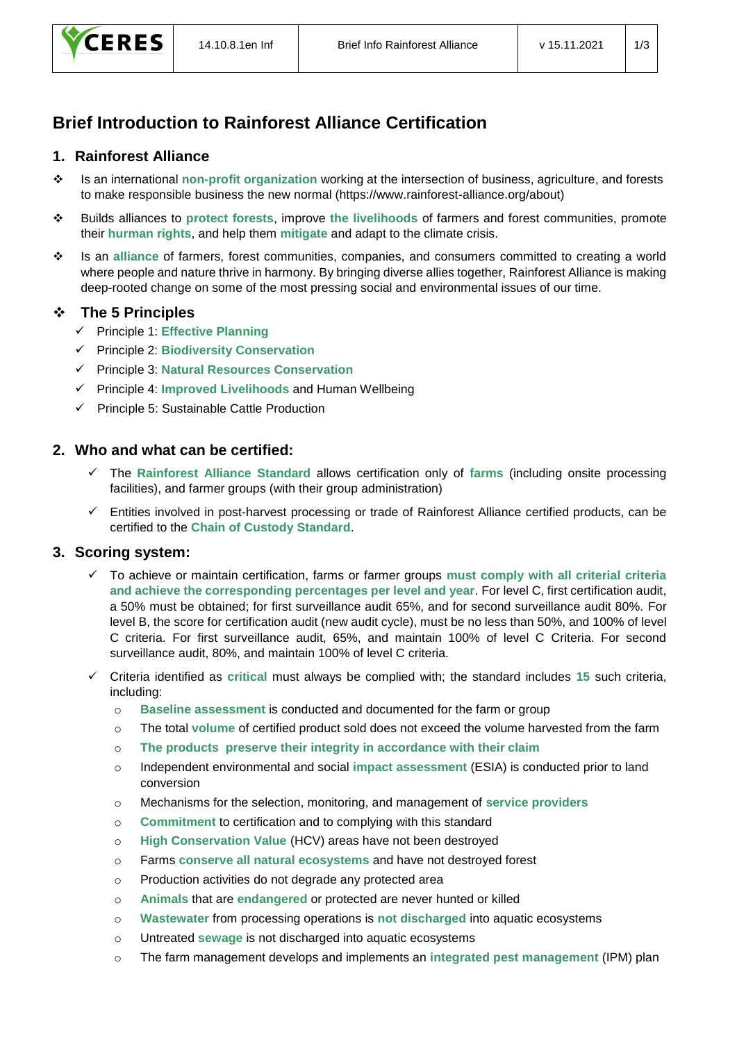# Brief Introduction to Rainforest Alliance Certification

## 1. Rainforest Alliance

- Is an international **non-profit organization** working at the intersection of business, agriculture, and forests to make responsible business the new normal (https://www.rainforest-alliance.org/about)
- Builds alliances to **protect forests**, improve **the livelihoods** of farmers and forest communities, promote their **hurman rights**, and help them **mitigate** and adapt to the climate crisis.
- Is an **alliance** of farmers, forest communities, companies, and consumers committed to creating a world where people and nature thrive in harmony. By bringing diverse allies together, Rainforest Alliance is making deep-rooted change on some of the most pressing social and environmental issues of our time.

### The 5 Principles

- ✓ Principle 1: **Effective Planning**
- ✓ Principle 2: **Biodiversity Conservation**
- ✓ Principle 3: **Natural Resources Conservation**
- ✓ Principle 4: **Improved Livelihoods** and Human Wellbeing
- ✓ Principle 5: Sustainable Cattle Production

## 2. Who and what can be certified:

- ✓ The **Rainforest Alliance Standard** allows certification only of **farms** (including onsite processing facilities), and farmer groups (with their group administration)
- ✓ Entities involved in post-harvest processing or trade of Rainforest Alliance certified products, can be certified to the **Chain of Custody Standard**.

## 3. Scoring system:

- ✓ To achieve or maintain certification, farms or farmer groups **must comply with all criterial criteria and achieve the corresponding percentages per level and year**. For level C, first certification audit, a 50% must be obtained; for first surveillance audit 65%, and for second surveillance audit 80%. For level B, the score for certification audit (new audit cycle), must be no less than 50%, and 100% of level C criteria. For first surveillance audit, 65%, and maintain 100% of level C Criteria. For second surveillance audit, 80%, and maintain 100% of level C criteria.
- ✓ Criteria identified as **critical** must always be complied with; the standard includes **15** such criteria, including:
  - **Baseline assessment** is conducted and documented for the farm or group
  - The total **volume** of certified product sold does not exceed the volume harvested from the farm
  - **The products preserve their integrity in accordance with their claim**
  - Independent environmental and social **impact assessment** (ESIA) is conducted prior to land conversion
  - Mechanisms for the selection, monitoring, and management of **service providers**
  - **Commitment** to certification and to complying with this standard
  - **High Conservation Value** (HCV) areas have not been destroyed
  - Farms **conserve all natural ecosystems** and have not destroyed forest
  - Production activities do not degrade any protected area
  - **Animals** that are **endangered** or protected are never hunted or killed
  - **Wastewater** from processing operations is **not discharged** into aquatic ecosystems
  - Untreated **sewage** is not discharged into aquatic ecosystems
  - The farm management develops and implements an **integrated pest management** (IPM) plan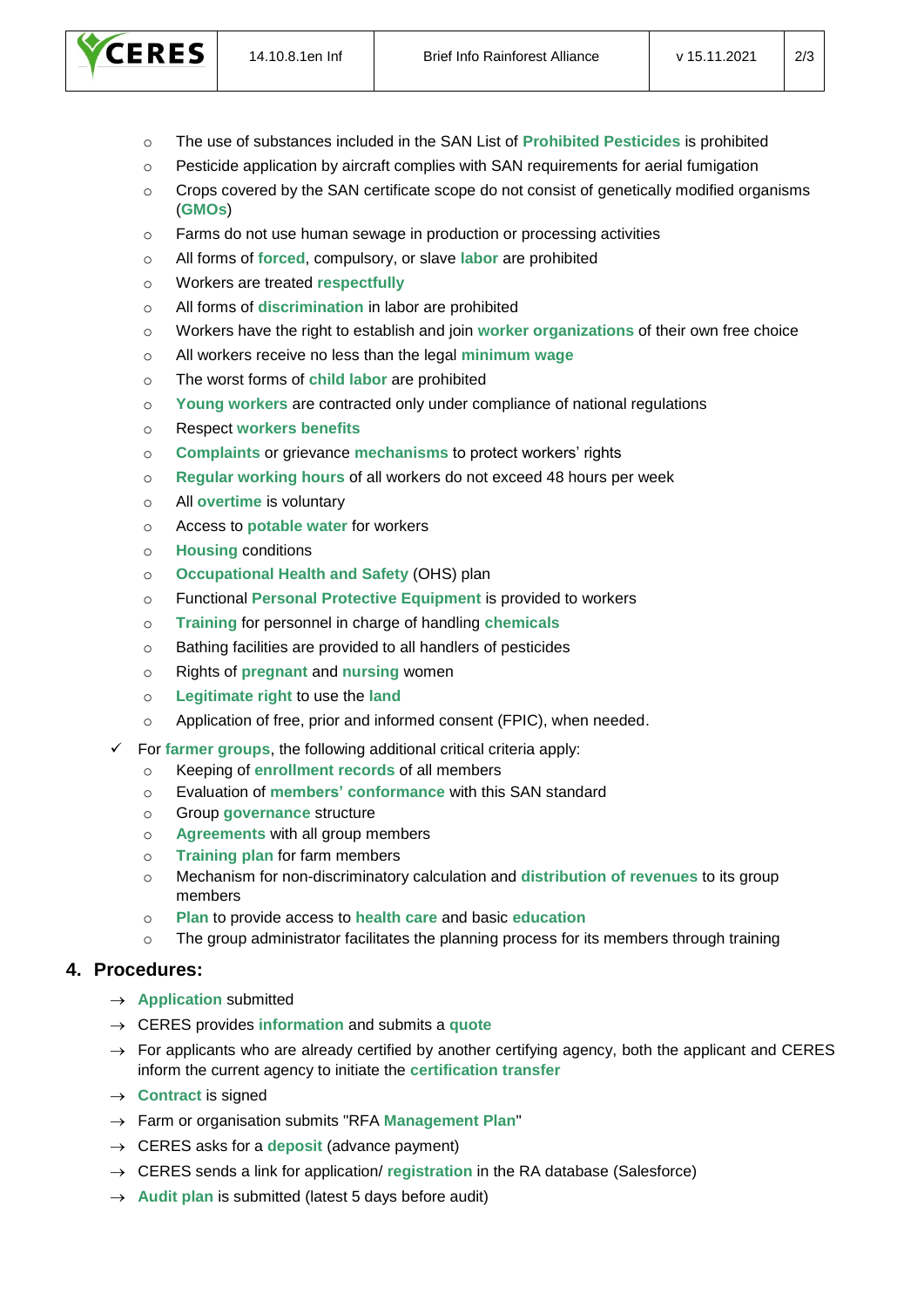- The use of substances included in the SAN List of **Prohibited Pesticides** is prohibited
- Pesticide application by aircraft complies with SAN requirements for aerial fumigation
- Crops covered by the SAN certificate scope do not consist of genetically modified organisms (**GMOs**)
- Farms do not use human sewage in production or processing activities
- All forms of **forced**, compulsory, or slave **labor** are prohibited
- Workers are treated **respectfully**
- All forms of **discrimination** in labor are prohibited
- Workers have the right to establish and join **worker organizations** of their own free choice
- All workers receive no less than the legal **minimum wage**
- The worst forms of **child labor** are prohibited
- **Young workers** are contracted only under compliance of national regulations
- Respect **workers benefits**
- **Complaints** or grievance **mechanisms** to protect workers' rights
- **Regular working hours** of all workers do not exceed 48 hours per week
- All **overtime** is voluntary
- Access to **potable water** for workers
- **Housing** conditions
- **Occupational Health and Safety** (OHS) plan
- Functional **Personal Protective Equipment** is provided to workers
- **Training** for personnel in charge of handling **chemicals**
- Bathing facilities are provided to all handlers of pesticides
- Rights of **pregnant** and **nursing** women
- **Legitimate right** to use the **land**
- Application of free, prior and informed consent (FPIC), when needed.

✓ For **farmer groups**, the following additional critical criteria apply:

- Keeping of **enrollment records** of all members
- Evaluation of **members' conformance** with this SAN standard
- Group **governance** structure
- **Agreements** with all group members
- **Training plan** for farm members
- Mechanism for non-discriminatory calculation and **distribution of revenues** to its group members
- **Plan** to provide access to **health care** and basic **education**
- The group administrator facilitates the planning process for its members through training

## 4. Procedures:

→ **Application** submitted

→ CERES provides **information** and submits a **quote**

→ For applicants who are already certified by another certifying agency, both the applicant and CERES inform the current agency to initiate the **certification transfer**

→ **Contract** is signed

→ Farm or organisation submits "RFA **Management Plan**"

→ CERES asks for a **deposit** (advance payment)

→ CERES sends a link for application/ **registration** in the RA database (Salesforce)

→ **Audit plan** is submitted (latest 5 days before audit)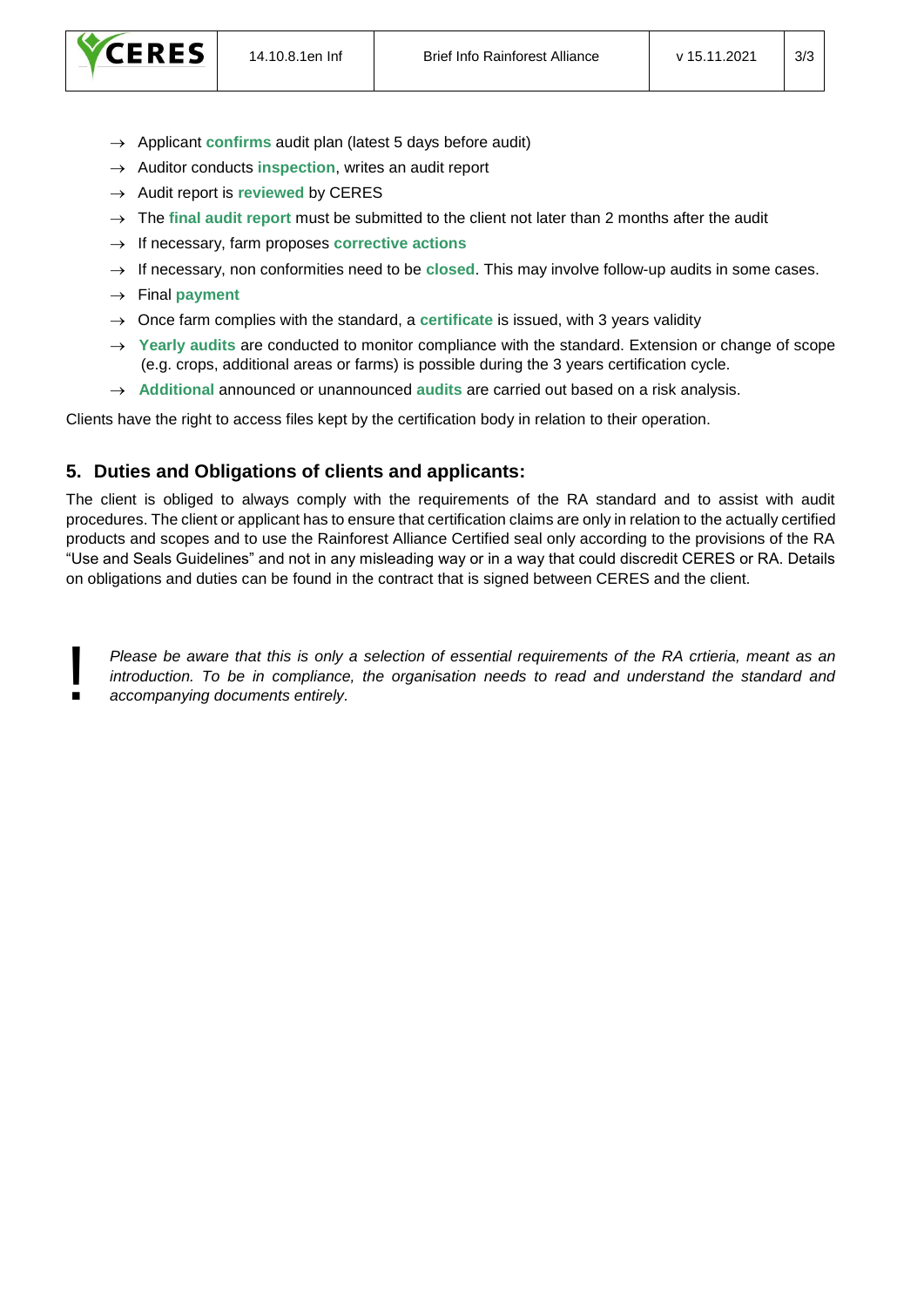- → Applicant **confirms** audit plan (latest 5 days before audit)
- → Auditor conducts **inspection**, writes an audit report
- → Audit report is **reviewed** by CERES
- → The **final audit report** must be submitted to the client not later than 2 months after the audit
- → If necessary, farm proposes **corrective actions**
- → If necessary, non conformities need to be **closed**. This may involve follow-up audits in some cases.
- → Final **payment**
- → Once farm complies with the standard, a **certificate** is issued, with 3 years validity
- → **Yearly audits** are conducted to monitor compliance with the standard. Extension or change of scope (e.g. crops, additional areas or farms) is possible during the 3 years certification cycle.
- → **Additional** announced or unannounced **audits** are carried out based on a risk analysis.

Clients have the right to access files kept by the certification body in relation to their operation.

## 5. Duties and Obligations of clients and applicants:

The client is obliged to always comply with the requirements of the RA standard and to assist with audit procedures. The client or applicant has to ensure that certification claims are only in relation to the actually certified products and scopes and to use the Rainforest Alliance Certified seal only according to the provisions of the RA "Use and Seals Guidelines" and not in any misleading way or in a way that could discredit CERES or RA. Details on obligations and duties can be found in the contract that is signed between CERES and the client.

**!** *Please be aware that this is only a selection of essential requirements of the RA crtieria, meant as an introduction. To be in compliance, the organisation needs to read and understand the standard and accompanying documents entirely.*